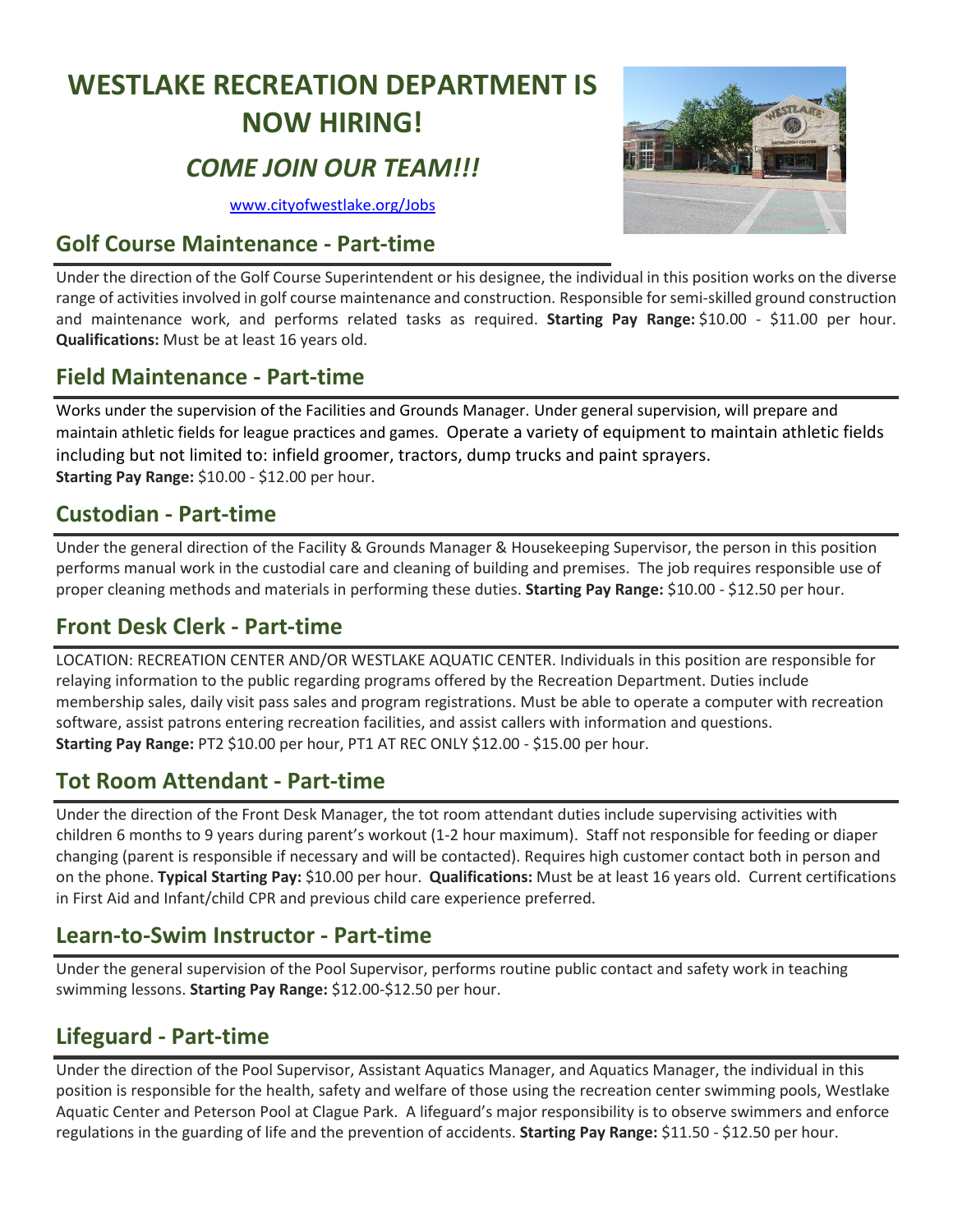# WESTLAKE RECREATION DEPARTMENT IS NOW HIRING!

## *COME JOIN OUR TEAM!!!*

www.cityofwestlake.org/Jobs

## Golf Course Maintenance - Part-time

Under the direction of the Golf Course Superintendent or his designee, the individual in this position works on the diverse range of activities involved in golf course maintenance and construction. Responsible for semi-skilled ground construction and maintenance work, and performs related tasks as required. **Starting Pay Range:** $10.00 - $11.00 per hour. **Qualifications:** Must be at least 16 years old.

## Field Maintenance - Part-time

Works under the supervision of the Facilities and Grounds Manager. Under general supervision, will prepare and maintain athletic fields for league practices and games. Operate a variety of equipment to maintain athletic fields including but not limited to: infield groomer, tractors, dump trucks and paint sprayers.
**Starting Pay Range:** $10.00 - $12.00 per hour.

## Custodian - Part-time

Under the general direction of the Facility & Grounds Manager & Housekeeping Supervisor, the person in this position performs manual work in the custodial care and cleaning of building and premises. The job requires responsible use of proper cleaning methods and materials in performing these duties. **Starting Pay Range:** $10.00 - $12.50 per hour.

## Front Desk Clerk - Part-time

LOCATION: RECREATION CENTER AND/OR WESTLAKE AQUATIC CENTER. Individuals in this position are responsible for relaying information to the public regarding programs offered by the Recreation Department. Duties include membership sales, daily visit pass sales and program registrations. Must be able to operate a computer with recreation software, assist patrons entering recreation facilities, and assist callers with information and questions.
**Starting Pay Range:** PT2 $10.00 per hour, PT1 AT REC ONLY $12.00 - $15.00 per hour.

## Tot Room Attendant - Part-time

Under the direction of the Front Desk Manager, the tot room attendant duties include supervising activities with children 6 months to 9 years during parent's workout (1-2 hour maximum). Staff not responsible for feeding or diaper changing (parent is responsible if necessary and will be contacted). Requires high customer contact both in person and on the phone. **Typical Starting Pay:** $10.00 per hour. **Qualifications:** Must be at least 16 years old. Current certifications in First Aid and Infant/child CPR and previous child care experience preferred.

## Learn-to-Swim Instructor - Part-time

Under the general supervision of the Pool Supervisor, performs routine public contact and safety work in teaching swimming lessons. **Starting Pay Range:** $12.00-$12.50 per hour.

## Lifeguard - Part-time

Under the direction of the Pool Supervisor, Assistant Aquatics Manager, and Aquatics Manager, the individual in this position is responsible for the health, safety and welfare of those using the recreation center swimming pools, Westlake Aquatic Center and Peterson Pool at Clague Park. A lifeguard's major responsibility is to observe swimmers and enforce regulations in the guarding of life and the prevention of accidents. **Starting Pay Range:** $11.50 - $12.50 per hour.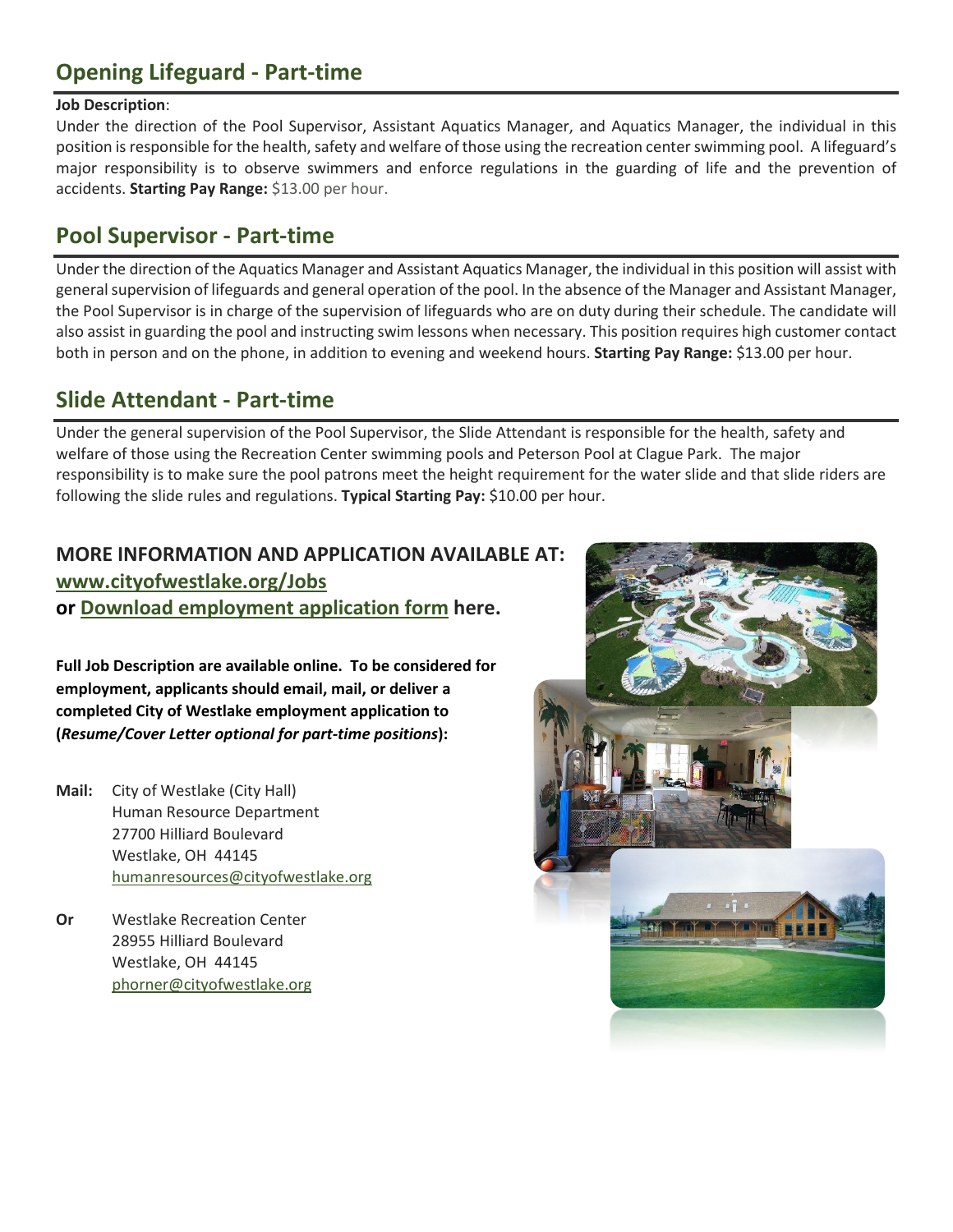## Opening Lifeguard - Part-time

**Job Description**:
Under the direction of the Pool Supervisor, Assistant Aquatics Manager, and Aquatics Manager, the individual in this position is responsible for the health, safety and welfare of those using the recreation center swimming pool. A lifeguard's major responsibility is to observe swimmers and enforce regulations in the guarding of life and the prevention of accidents. **Starting Pay Range:** $13.00 per hour.

## Pool Supervisor - Part-time

Under the direction of the Aquatics Manager and Assistant Aquatics Manager, the individual in this position will assist with general supervision of lifeguards and general operation of the pool. In the absence of the Manager and Assistant Manager, the Pool Supervisor is in charge of the supervision of lifeguards who are on duty during their schedule. The candidate will also assist in guarding the pool and instructing swim lessons when necessary. This position requires high customer contact both in person and on the phone, in addition to evening and weekend hours. **Starting Pay Range:** $13.00 per hour.

## Slide Attendant - Part-time

Under the general supervision of the Pool Supervisor, the Slide Attendant is responsible for the health, safety and welfare of those using the Recreation Center swimming pools and Peterson Pool at Clague Park. The major responsibility is to make sure the pool patrons meet the height requirement for the water slide and that slide riders are following the slide rules and regulations. **Typical Starting Pay:** $10.00 per hour.

### MORE INFORMATION AND APPLICATION AVAILABLE AT:
**[www.cityofwestlake.org/Jobs](www.cityofwestlake.org/Jobs)**
**or Download employment application form here.**

**Full Job Description are available online. To be considered for employment, applicants should email, mail, or deliver a completed City of Westlake employment application to (*Resume/Cover Letter optional for part-time positions*):**

**Mail:** City of Westlake (City Hall)
Human Resource Department
27700 Hilliard Boulevard
Westlake, OH 44145
humanresources@cityofwestlake.org

**Or** Westlake Recreation Center
28955 Hilliard Boulevard
Westlake, OH 44145
phorner@cityofwestlake.org